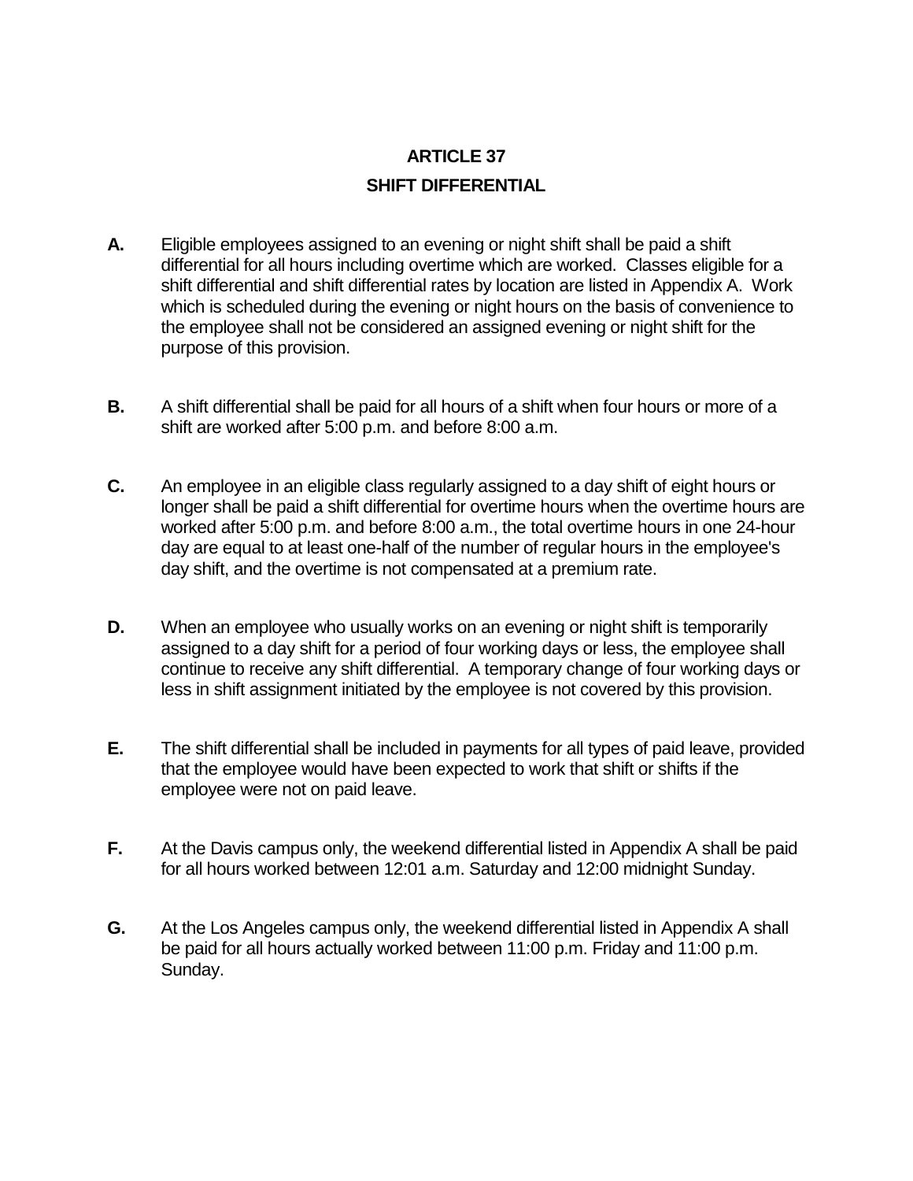# ARTICLE 37

## SHIFT DIFFERENTIAL

**A.** Eligible employees assigned to an evening or night shift shall be paid a shift differential for all hours including overtime which are worked. Classes eligible for a shift differential and shift differential rates by location are listed in Appendix A. Work which is scheduled during the evening or night hours on the basis of convenience to the employee shall not be considered an assigned evening or night shift for the purpose of this provision.

**B.** A shift differential shall be paid for all hours of a shift when four hours or more of a shift are worked after 5:00 p.m. and before 8:00 a.m.

**C.** An employee in an eligible class regularly assigned to a day shift of eight hours or longer shall be paid a shift differential for overtime hours when the overtime hours are worked after 5:00 p.m. and before 8:00 a.m., the total overtime hours in one 24-hour day are equal to at least one-half of the number of regular hours in the employee's day shift, and the overtime is not compensated at a premium rate.

**D.** When an employee who usually works on an evening or night shift is temporarily assigned to a day shift for a period of four working days or less, the employee shall continue to receive any shift differential. A temporary change of four working days or less in shift assignment initiated by the employee is not covered by this provision.

**E.** The shift differential shall be included in payments for all types of paid leave, provided that the employee would have been expected to work that shift or shifts if the employee were not on paid leave.

**F.** At the Davis campus only, the weekend differential listed in Appendix A shall be paid for all hours worked between 12:01 a.m. Saturday and 12:00 midnight Sunday.

**G.** At the Los Angeles campus only, the weekend differential listed in Appendix A shall be paid for all hours actually worked between 11:00 p.m. Friday and 11:00 p.m. Sunday.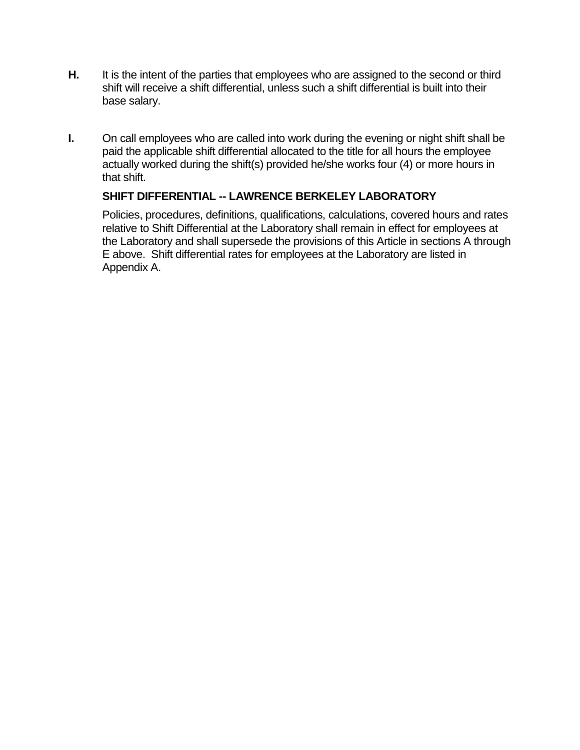**H.** It is the intent of the parties that employees who are assigned to the second or third shift will receive a shift differential, unless such a shift differential is built into their base salary.

**I.** On call employees who are called into work during the evening or night shift shall be paid the applicable shift differential allocated to the title for all hours the employee actually worked during the shift(s) provided he/she works four (4) or more hours in that shift.

**SHIFT DIFFERENTIAL -- LAWRENCE BERKELEY LABORATORY**

Policies, procedures, definitions, qualifications, calculations, covered hours and rates relative to Shift Differential at the Laboratory shall remain in effect for employees at the Laboratory and shall supersede the provisions of this Article in sections A through E above. Shift differential rates for employees at the Laboratory are listed in Appendix A.